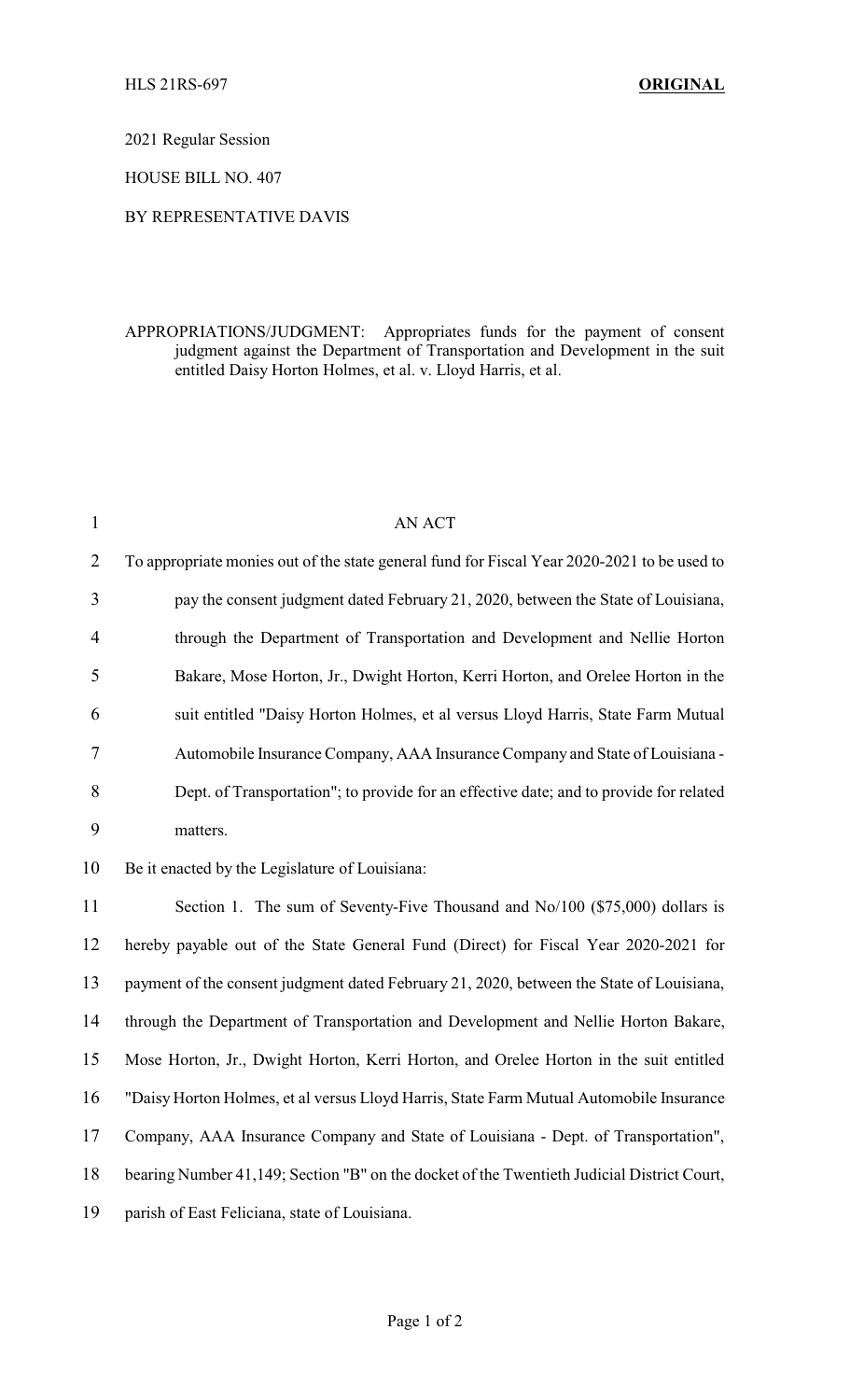HLS 21RS-697 **ORIGINAL**

2021 Regular Session

HOUSE BILL NO. 407

BY REPRESENTATIVE DAVIS

APPROPRIATIONS/JUDGMENT: Appropriates funds for the payment of consent judgment against the Department of Transportation and Development in the suit entitled Daisy Horton Holmes, et al. v. Lloyd Harris, et al.

AN ACT

To appropriate monies out of the state general fund for Fiscal Year 2020-2021 to be used to pay the consent judgment dated February 21, 2020, between the State of Louisiana, through the Department of Transportation and Development and Nellie Horton Bakare, Mose Horton, Jr., Dwight Horton, Kerri Horton, and Orelee Horton in the suit entitled "Daisy Horton Holmes, et al versus Lloyd Harris, State Farm Mutual Automobile Insurance Company, AAA Insurance Company and State of Louisiana - Dept. of Transportation"; to provide for an effective date; and to provide for related matters.

Be it enacted by the Legislature of Louisiana:

Section 1. The sum of Seventy-Five Thousand and No/100 ($75,000) dollars is hereby payable out of the State General Fund (Direct) for Fiscal Year 2020-2021 for payment of the consent judgment dated February 21, 2020, between the State of Louisiana, through the Department of Transportation and Development and Nellie Horton Bakare, Mose Horton, Jr., Dwight Horton, Kerri Horton, and Orelee Horton in the suit entitled "Daisy Horton Holmes, et al versus Lloyd Harris, State Farm Mutual Automobile Insurance Company, AAA Insurance Company and State of Louisiana - Dept. of Transportation", bearing Number 41,149; Section "B" on the docket of the Twentieth Judicial District Court, parish of East Feliciana, state of Louisiana.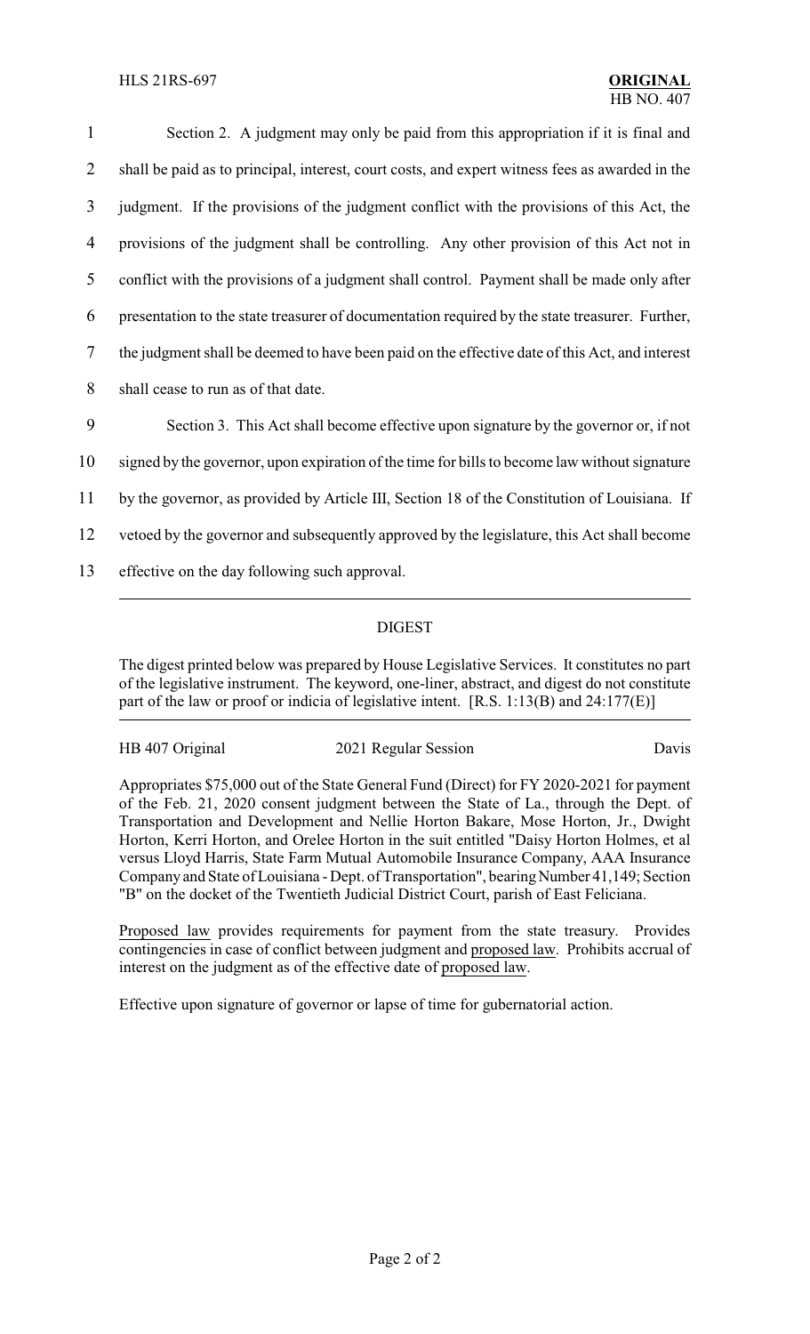Section 2. A judgment may only be paid from this appropriation if it is final and shall be paid as to principal, interest, court costs, and expert witness fees as awarded in the judgment. If the provisions of the judgment conflict with the provisions of this Act, the provisions of the judgment shall be controlling. Any other provision of this Act not in conflict with the provisions of a judgment shall control. Payment shall be made only after presentation to the state treasurer of documentation required by the state treasurer. Further, the judgment shall be deemed to have been paid on the effective date of this Act, and interest shall cease to run as of that date.

Section 3. This Act shall become effective upon signature by the governor or, if not signed by the governor, upon expiration of the time for bills to become law without signature by the governor, as provided by Article III, Section 18 of the Constitution of Louisiana. If vetoed by the governor and subsequently approved by the legislature, this Act shall become effective on the day following such approval.

## DIGEST

The digest printed below was prepared by House Legislative Services. It constitutes no part of the legislative instrument. The keyword, one-liner, abstract, and digest do not constitute part of the law or proof or indicia of legislative intent. [R.S. 1:13(B) and 24:177(E)]

HB 407 Original — 2021 Regular Session — Davis

Appropriates $75,000 out of the State General Fund (Direct) for FY 2020-2021 for payment of the Feb. 21, 2020 consent judgment between the State of La., through the Dept. of Transportation and Development and Nellie Horton Bakare, Mose Horton, Jr., Dwight Horton, Kerri Horton, and Orelee Horton in the suit entitled "Daisy Horton Holmes, et al versus Lloyd Harris, State Farm Mutual Automobile Insurance Company, AAA Insurance Company and State of Louisiana - Dept. of Transportation", bearing Number 41,149; Section "B" on the docket of the Twentieth Judicial District Court, parish of East Feliciana.

Proposed law provides requirements for payment from the state treasury. Provides contingencies in case of conflict between judgment and proposed law. Prohibits accrual of interest on the judgment as of the effective date of proposed law.

Effective upon signature of governor or lapse of time for gubernatorial action.